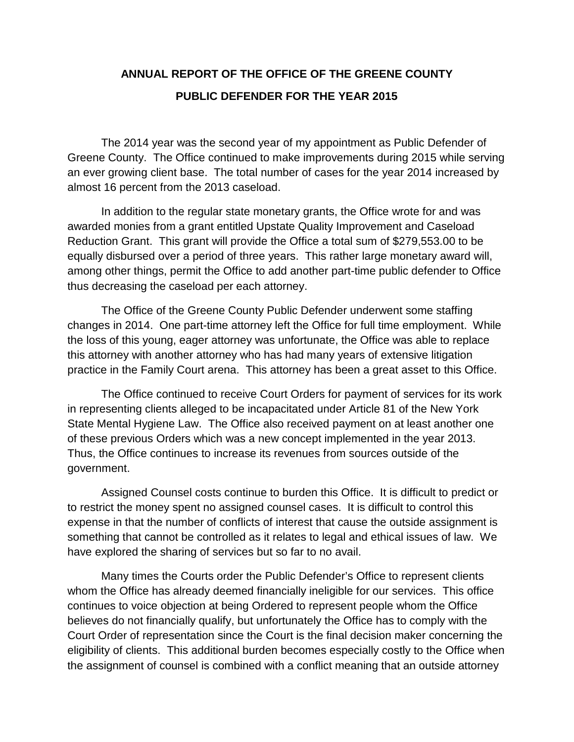# ANNUAL REPORT OF THE OFFICE OF THE GREENE COUNTY PUBLIC DEFENDER FOR THE YEAR 2015

The 2014 year was the second year of my appointment as Public Defender of Greene County. The Office continued to make improvements during 2015 while serving an ever growing client base. The total number of cases for the year 2014 increased by almost 16 percent from the 2013 caseload.

In addition to the regular state monetary grants, the Office wrote for and was awarded monies from a grant entitled Upstate Quality Improvement and Caseload Reduction Grant. This grant will provide the Office a total sum of $279,553.00 to be equally disbursed over a period of three years. This rather large monetary award will, among other things, permit the Office to add another part-time public defender to Office thus decreasing the caseload per each attorney.

The Office of the Greene County Public Defender underwent some staffing changes in 2014. One part-time attorney left the Office for full time employment. While the loss of this young, eager attorney was unfortunate, the Office was able to replace this attorney with another attorney who has had many years of extensive litigation practice in the Family Court arena. This attorney has been a great asset to this Office.

The Office continued to receive Court Orders for payment of services for its work in representing clients alleged to be incapacitated under Article 81 of the New York State Mental Hygiene Law. The Office also received payment on at least another one of these previous Orders which was a new concept implemented in the year 2013. Thus, the Office continues to increase its revenues from sources outside of the government.

Assigned Counsel costs continue to burden this Office. It is difficult to predict or to restrict the money spent no assigned counsel cases. It is difficult to control this expense in that the number of conflicts of interest that cause the outside assignment is something that cannot be controlled as it relates to legal and ethical issues of law. We have explored the sharing of services but so far to no avail.

Many times the Courts order the Public Defender's Office to represent clients whom the Office has already deemed financially ineligible for our services. This office continues to voice objection at being Ordered to represent people whom the Office believes do not financially qualify, but unfortunately the Office has to comply with the Court Order of representation since the Court is the final decision maker concerning the eligibility of clients. This additional burden becomes especially costly to the Office when the assignment of counsel is combined with a conflict meaning that an outside attorney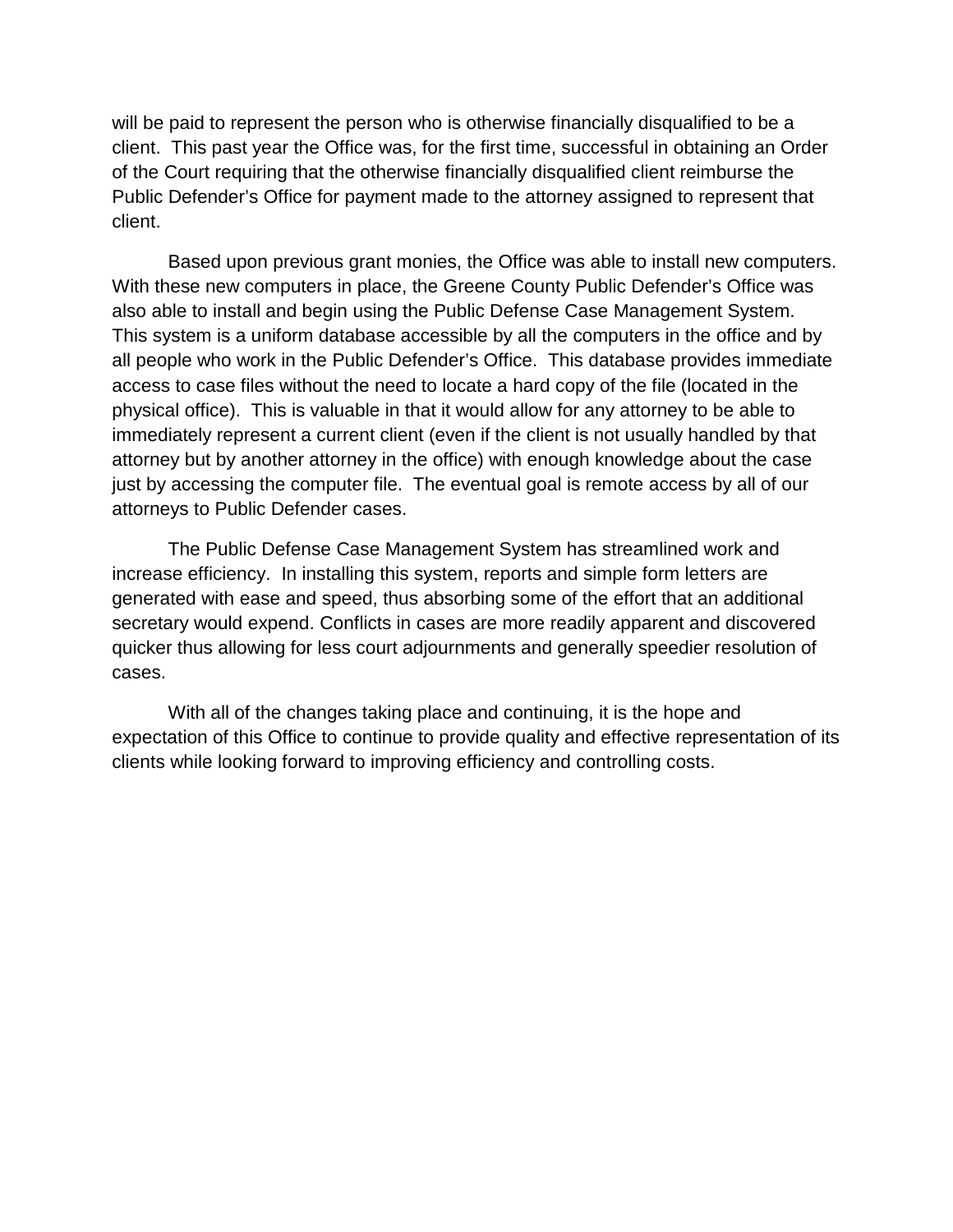will be paid to represent the person who is otherwise financially disqualified to be a client. This past year the Office was, for the first time, successful in obtaining an Order of the Court requiring that the otherwise financially disqualified client reimburse the Public Defender's Office for payment made to the attorney assigned to represent that client.

Based upon previous grant monies, the Office was able to install new computers. With these new computers in place, the Greene County Public Defender's Office was also able to install and begin using the Public Defense Case Management System. This system is a uniform database accessible by all the computers in the office and by all people who work in the Public Defender's Office. This database provides immediate access to case files without the need to locate a hard copy of the file (located in the physical office). This is valuable in that it would allow for any attorney to be able to immediately represent a current client (even if the client is not usually handled by that attorney but by another attorney in the office) with enough knowledge about the case just by accessing the computer file. The eventual goal is remote access by all of our attorneys to Public Defender cases.

The Public Defense Case Management System has streamlined work and increase efficiency. In installing this system, reports and simple form letters are generated with ease and speed, thus absorbing some of the effort that an additional secretary would expend. Conflicts in cases are more readily apparent and discovered quicker thus allowing for less court adjournments and generally speedier resolution of cases.

With all of the changes taking place and continuing, it is the hope and expectation of this Office to continue to provide quality and effective representation of its clients while looking forward to improving efficiency and controlling costs.